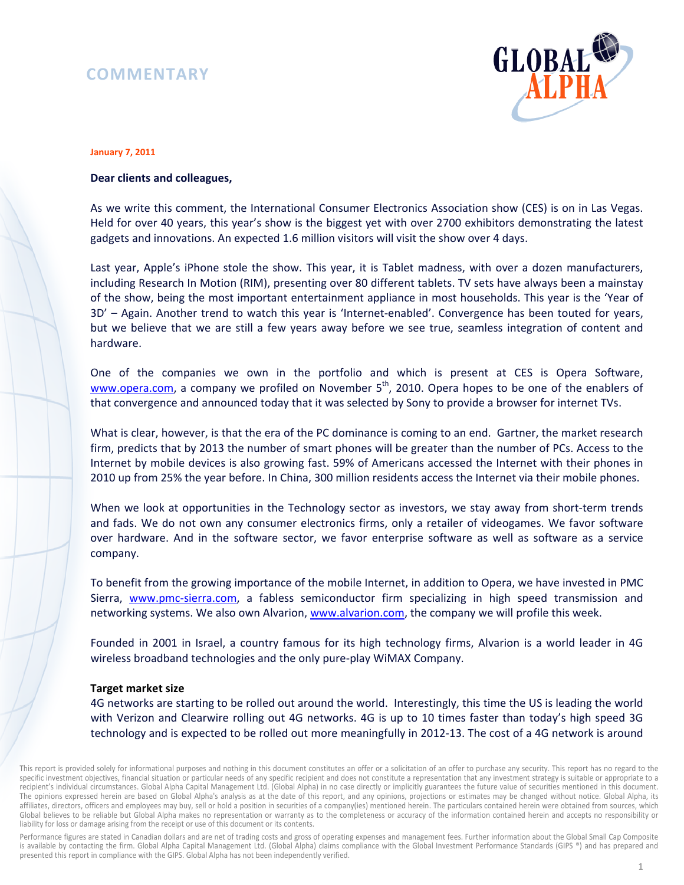# COMMENTARY

**January 7, 2011**

**Dear clients and colleagues,**

As we write this comment, the International Consumer Electronics Association show (CES) is on in Las Vegas. Held for over 40 years, this year's show is the biggest yet with over 2700 exhibitors demonstrating the latest gadgets and innovations. An expected 1.6 million visitors will visit the show over 4 days.

Last year, Apple's iPhone stole the show. This year, it is Tablet madness, with over a dozen manufacturers, including Research In Motion (RIM), presenting over 80 different tablets. TV sets have always been a mainstay of the show, being the most important entertainment appliance in most households. This year is the 'Year of 3D' – Again. Another trend to watch this year is 'Internet-enabled'. Convergence has been touted for years, but we believe that we are still a few years away before we see true, seamless integration of content and hardware.

One of the companies we own in the portfolio and which is present at CES is Opera Software, www.opera.com, a company we profiled on November 5th, 2010. Opera hopes to be one of the enablers of that convergence and announced today that it was selected by Sony to provide a browser for internet TVs.

What is clear, however, is that the era of the PC dominance is coming to an end. Gartner, the market research firm, predicts that by 2013 the number of smart phones will be greater than the number of PCs. Access to the Internet by mobile devices is also growing fast. 59% of Americans accessed the Internet with their phones in 2010 up from 25% the year before. In China, 300 million residents access the Internet via their mobile phones.

When we look at opportunities in the Technology sector as investors, we stay away from short-term trends and fads. We do not own any consumer electronics firms, only a retailer of videogames. We favor software over hardware. And in the software sector, we favor enterprise software as well as software as a service company.

To benefit from the growing importance of the mobile Internet, in addition to Opera, we have invested in PMC Sierra, www.pmc-sierra.com, a fabless semiconductor firm specializing in high speed transmission and networking systems. We also own Alvarion, www.alvarion.com, the company we will profile this week.

Founded in 2001 in Israel, a country famous for its high technology firms, Alvarion is a world leader in 4G wireless broadband technologies and the only pure-play WiMAX Company.

**Target market size**

4G networks are starting to be rolled out around the world. Interestingly, this time the US is leading the world with Verizon and Clearwire rolling out 4G networks. 4G is up to 10 times faster than today's high speed 3G technology and is expected to be rolled out more meaningfully in 2012-13. The cost of a 4G network is around

This report is provided solely for informational purposes and nothing in this document constitutes an offer or a solicitation of an offer to purchase any security. This report has no regard to the specific investment objectives, financial situation or particular needs of any specific recipient and does not constitute a representation that any investment strategy is suitable or appropriate to a recipient's individual circumstances. Global Alpha Capital Management Ltd. (Global Alpha) in no case directly or implicitly guarantees the future value of securities mentioned in this document. The opinions expressed herein are based on Global Alpha's analysis as at the date of this report, and any opinions, projections or estimates may be changed without notice. Global Alpha, its affiliates, directors, officers and employees may buy, sell or hold a position in securities of a company(ies) mentioned herein. The particulars contained herein were obtained from sources, which Global believes to be reliable but Global Alpha makes no representation or warranty as to the completeness or accuracy of the information contained herein and accepts no responsibility or liability for loss or damage arising from the receipt or use of this document or its contents.

Performance figures are stated in Canadian dollars and are net of trading costs and gross of operating expenses and management fees. Further information about the Global Small Cap Composite is available by contacting the firm. Global Alpha Capital Management Ltd. (Global Alpha) claims compliance with the Global Investment Performance Standards (GIPS ®) and has prepared and presented this report in compliance with the GIPS. Global Alpha has not been independently verified.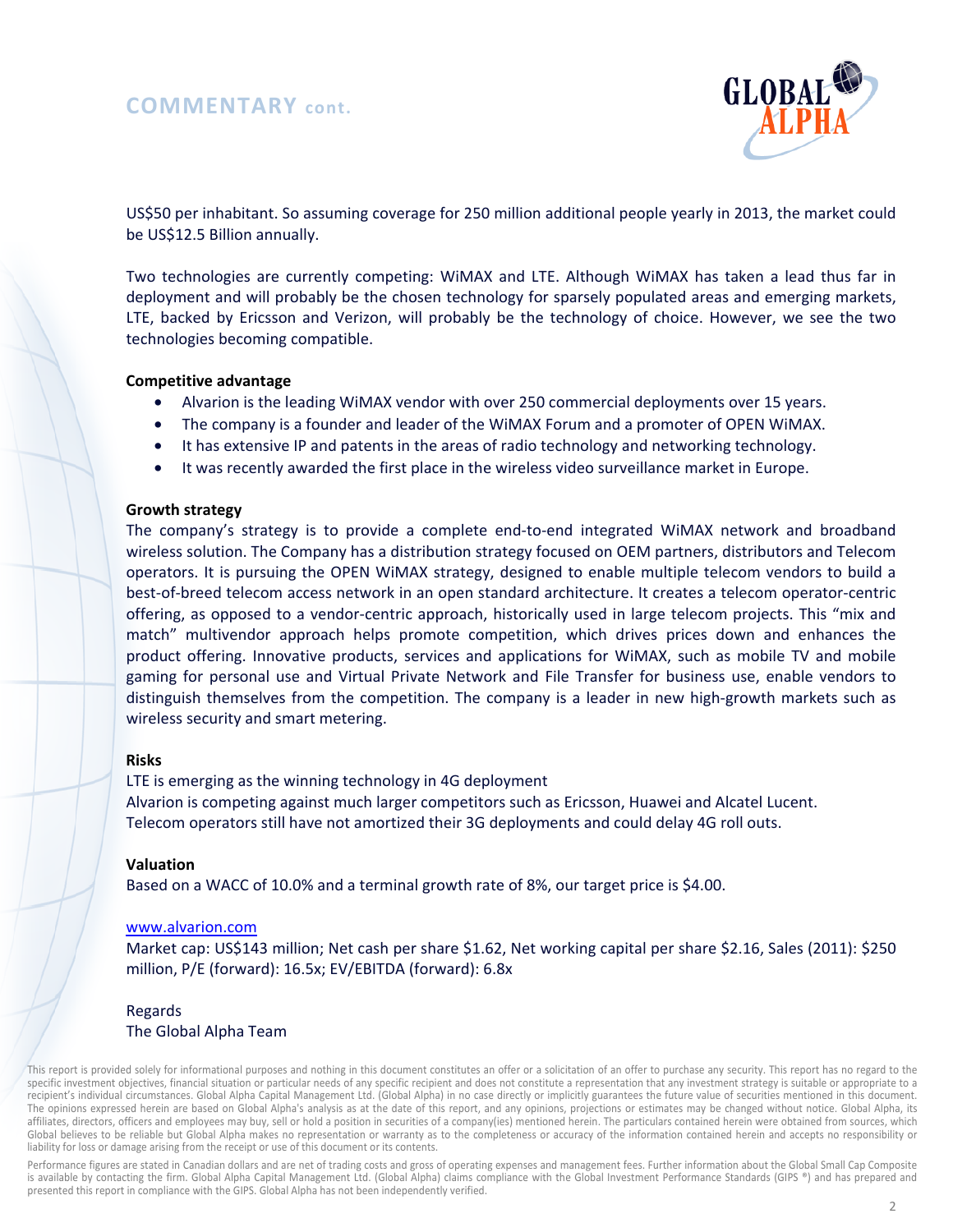## COMMENTARY cont.

US$50 per inhabitant. So assuming coverage for 250 million additional people yearly in 2013, the market could be US$12.5 Billion annually.

Two technologies are currently competing: WiMAX and LTE. Although WiMAX has taken a lead thus far in deployment and will probably be the chosen technology for sparsely populated areas and emerging markets, LTE, backed by Ericsson and Verizon, will probably be the technology of choice. However, we see the two technologies becoming compatible.

**Competitive advantage**

- Alvarion is the leading WiMAX vendor with over 250 commercial deployments over 15 years.
- The company is a founder and leader of the WiMAX Forum and a promoter of OPEN WiMAX.
- It has extensive IP and patents in the areas of radio technology and networking technology.
- It was recently awarded the first place in the wireless video surveillance market in Europe.

**Growth strategy**

The company's strategy is to provide a complete end-to-end integrated WiMAX network and broadband wireless solution. The Company has a distribution strategy focused on OEM partners, distributors and Telecom operators. It is pursuing the OPEN WiMAX strategy, designed to enable multiple telecom vendors to build a best-of-breed telecom access network in an open standard architecture. It creates a telecom operator-centric offering, as opposed to a vendor-centric approach, historically used in large telecom projects. This "mix and match" multivendor approach helps promote competition, which drives prices down and enhances the product offering. Innovative products, services and applications for WiMAX, such as mobile TV and mobile gaming for personal use and Virtual Private Network and File Transfer for business use, enable vendors to distinguish themselves from the competition. The company is a leader in new high-growth markets such as wireless security and smart metering.

**Risks**

LTE is emerging as the winning technology in 4G deployment
Alvarion is competing against much larger competitors such as Ericsson, Huawei and Alcatel Lucent.
Telecom operators still have not amortized their 3G deployments and could delay 4G roll outs.

**Valuation**

Based on a WACC of 10.0% and a terminal growth rate of 8%, our target price is $4.00.

www.alvarion.com
Market cap: US$143 million; Net cash per share $1.62, Net working capital per share $2.16, Sales (2011): $250 million, P/E (forward): 16.5x; EV/EBITDA (forward): 6.8x

Regards
The Global Alpha Team

This report is provided solely for informational purposes and nothing in this document constitutes an offer or a solicitation of an offer to purchase any security. This report has no regard to the specific investment objectives, financial situation or particular needs of any specific recipient and does not constitute a representation that any investment strategy is suitable or appropriate to a recipient's individual circumstances. Global Alpha Capital Management Ltd. (Global Alpha) in no case directly or implicitly guarantees the future value of securities mentioned in this document. The opinions expressed herein are based on Global Alpha's analysis as at the date of this report, and any opinions, projections or estimates may be changed without notice. Global Alpha, its affiliates, directors, officers and employees may buy, sell or hold a position in securities of a company(ies) mentioned herein. The particulars contained herein were obtained from sources, which Global believes to be reliable but Global Alpha makes no representation or warranty as to the completeness or accuracy of the information contained herein and accepts no responsibility or liability for loss or damage arising from the receipt or use of this document or its contents.

Performance figures are stated in Canadian dollars and are net of trading costs and gross of operating expenses and management fees. Further information about the Global Small Cap Composite is available by contacting the firm. Global Alpha Capital Management Ltd. (Global Alpha) claims compliance with the Global Investment Performance Standards (GIPS ®) and has prepared and presented this report in compliance with the GIPS. Global Alpha has not been independently verified.